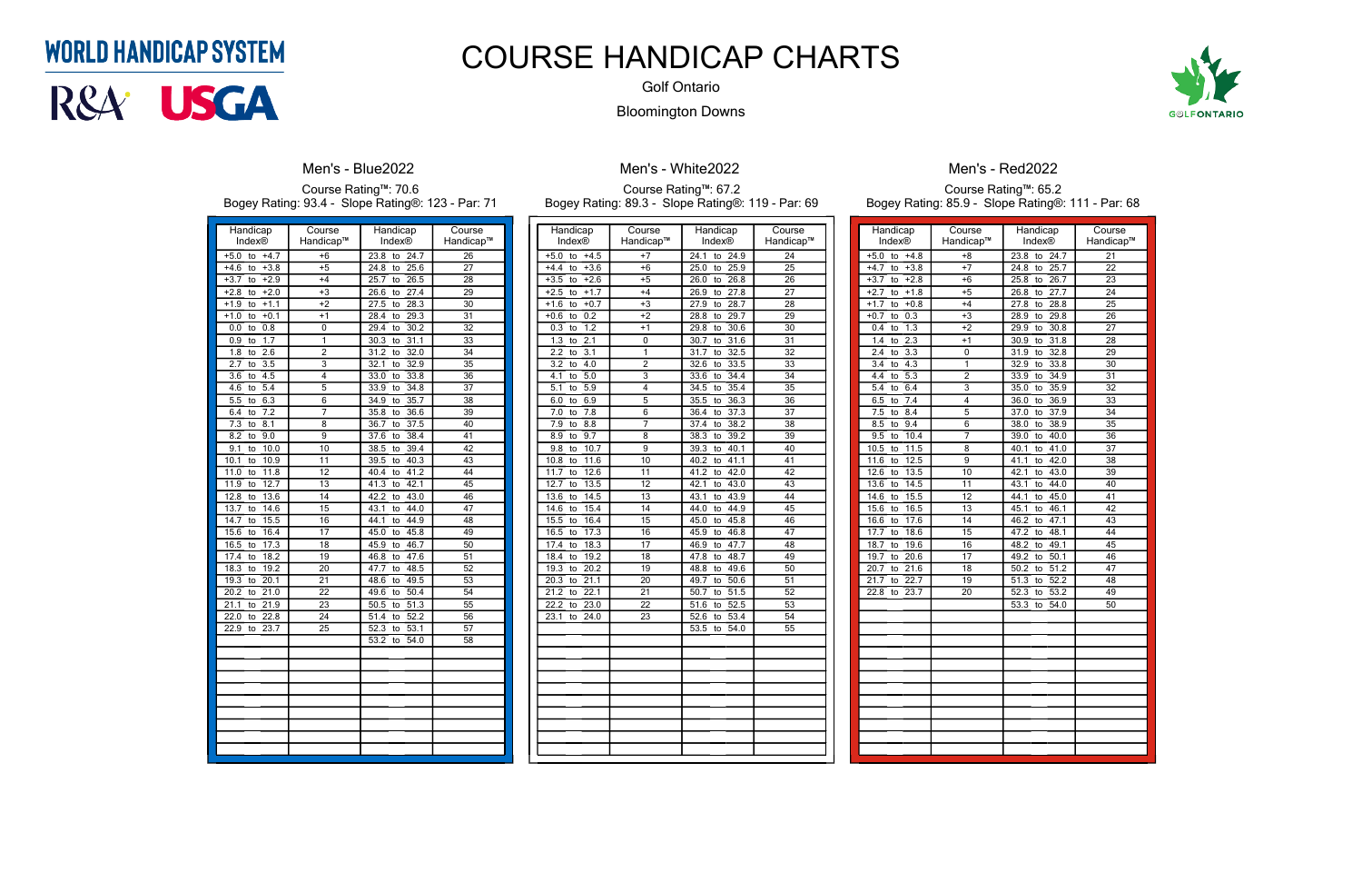WORLD HANDICAP SYSTEM

R&A USGA

# COURSE HANDICAP CHARTS

Golf Ontario

Bloomington Downs

GOLF ONTARIO

## Men's - Blue2022

Course Rating™: 70.6

Bogey Rating: 93.4 - Slope Rating®: 123 - Par: 71

| Handicap Index® | Course Handicap™ | Handicap Index® | Course Handicap™ |
|---|---|---|---|
| +5.0 to +4.7 | +6 | 23.8 to 24.7 | 26 |
| +4.6 to +3.8 | +5 | 24.8 to 25.6 | 27 |
| +3.7 to +2.9 | +4 | 25.7 to 26.5 | 28 |
| +2.8 to +2.0 | +3 | 26.6 to 27.4 | 29 |
| +1.9 to +1.1 | +2 | 27.5 to 28.3 | 30 |
| +1.0 to +0.1 | +1 | 28.4 to 29.3 | 31 |
| 0.0 to 0.8 | 0 | 29.4 to 30.2 | 32 |
| 0.9 to 1.7 | 1 | 30.3 to 31.1 | 33 |
| 1.8 to 2.6 | 2 | 31.2 to 32.0 | 34 |
| 2.7 to 3.5 | 3 | 32.1 to 32.9 | 35 |
| 3.6 to 4.5 | 4 | 33.0 to 33.8 | 36 |
| 4.6 to 5.4 | 5 | 33.9 to 34.8 | 37 |
| 5.5 to 6.3 | 6 | 34.9 to 35.7 | 38 |
| 6.4 to 7.2 | 7 | 35.8 to 36.6 | 39 |
| 7.3 to 8.1 | 8 | 36.7 to 37.5 | 40 |
| 8.2 to 9.0 | 9 | 37.6 to 38.4 | 41 |
| 9.1 to 10.0 | 10 | 38.5 to 39.4 | 42 |
| 10.1 to 10.9 | 11 | 39.5 to 40.3 | 43 |
| 11.0 to 11.8 | 12 | 40.4 to 41.2 | 44 |
| 11.9 to 12.7 | 13 | 41.3 to 42.1 | 45 |
| 12.8 to 13.6 | 14 | 42.2 to 43.0 | 46 |
| 13.7 to 14.6 | 15 | 43.1 to 44.0 | 47 |
| 14.7 to 15.5 | 16 | 44.1 to 44.9 | 48 |
| 15.6 to 16.4 | 17 | 45.0 to 45.8 | 49 |
| 16.5 to 17.3 | 18 | 45.9 to 46.7 | 50 |
| 17.4 to 18.2 | 19 | 46.8 to 47.6 | 51 |
| 18.3 to 19.2 | 20 | 47.7 to 48.5 | 52 |
| 19.3 to 20.1 | 21 | 48.6 to 49.5 | 53 |
| 20.2 to 21.0 | 22 | 49.6 to 50.4 | 54 |
| 21.1 to 21.9 | 23 | 50.5 to 51.3 | 55 |
| 22.0 to 22.8 | 24 | 51.4 to 52.2 | 56 |
| 22.9 to 23.7 | 25 | 52.3 to 53.1 | 57 |
| | | 53.2 to 54.0 | 58 |

## Men's - White2022

Course Rating™: 67.2

Bogey Rating: 89.3 - Slope Rating®: 119 - Par: 69

| Handicap Index® | Course Handicap™ | Handicap Index® | Course Handicap™ |
|---|---|---|---|
| +5.0 to +4.5 | +7 | 24.1 to 24.9 | 24 |
| +4.4 to +3.6 | +6 | 25.0 to 25.9 | 25 |
| +3.5 to +2.6 | +5 | 26.0 to 26.8 | 26 |
| +2.5 to +1.7 | +4 | 26.9 to 27.8 | 27 |
| +1.6 to +0.7 | +3 | 27.9 to 28.7 | 28 |
| +0.6 to 0.2 | +2 | 28.8 to 29.7 | 29 |
| 0.3 to 1.2 | +1 | 29.8 to 30.6 | 30 |
| 1.3 to 2.1 | 0 | 30.7 to 31.6 | 31 |
| 2.2 to 3.1 | 1 | 31.7 to 32.5 | 32 |
| 3.2 to 4.0 | 2 | 32.6 to 33.5 | 33 |
| 4.1 to 5.0 | 3 | 33.6 to 34.4 | 34 |
| 5.1 to 5.9 | 4 | 34.5 to 35.4 | 35 |
| 6.0 to 6.9 | 5 | 35.5 to 36.3 | 36 |
| 7.0 to 7.8 | 6 | 36.4 to 37.3 | 37 |
| 7.9 to 8.8 | 7 | 37.4 to 38.2 | 38 |
| 8.9 to 9.7 | 8 | 38.3 to 39.2 | 39 |
| 9.8 to 10.7 | 9 | 39.3 to 40.1 | 40 |
| 10.8 to 11.6 | 10 | 40.2 to 41.1 | 41 |
| 11.7 to 12.6 | 11 | 41.2 to 42.0 | 42 |
| 12.7 to 13.5 | 12 | 42.1 to 43.0 | 43 |
| 13.6 to 14.5 | 13 | 43.1 to 43.9 | 44 |
| 14.6 to 15.4 | 14 | 44.0 to 44.9 | 45 |
| 15.5 to 16.4 | 15 | 45.0 to 45.8 | 46 |
| 16.5 to 17.3 | 16 | 45.9 to 46.8 | 47 |
| 17.4 to 18.3 | 17 | 46.9 to 47.7 | 48 |
| 18.4 to 19.2 | 18 | 47.8 to 48.7 | 49 |
| 19.3 to 20.2 | 19 | 48.8 to 49.6 | 50 |
| 20.3 to 21.1 | 20 | 49.7 to 50.6 | 51 |
| 21.2 to 22.1 | 21 | 50.7 to 51.5 | 52 |
| 22.2 to 23.0 | 22 | 51.6 to 52.5 | 53 |
| 23.1 to 24.0 | 23 | 52.6 to 53.4 | 54 |
| | | 53.5 to 54.0 | 55 |

## Men's - Red2022

Course Rating™: 65.2

Bogey Rating: 85.9 - Slope Rating®: 111 - Par: 68

| Handicap Index® | Course Handicap™ | Handicap Index® | Course Handicap™ |
|---|---|---|---|
| +5.0 to +4.8 | +8 | 23.8 to 24.7 | 21 |
| +4.7 to +3.8 | +7 | 24.8 to 25.7 | 22 |
| +3.7 to +2.8 | +6 | 25.8 to 26.7 | 23 |
| +2.7 to +1.8 | +5 | 26.8 to 27.7 | 24 |
| +1.7 to +0.8 | +4 | 27.8 to 28.8 | 25 |
| +0.7 to 0.3 | +3 | 28.9 to 29.8 | 26 |
| 0.4 to 1.3 | +2 | 29.9 to 30.8 | 27 |
| 1.4 to 2.3 | +1 | 30.9 to 31.8 | 28 |
| 2.4 to 3.3 | 0 | 31.9 to 32.8 | 29 |
| 3.4 to 4.3 | 1 | 32.9 to 33.8 | 30 |
| 4.4 to 5.3 | 2 | 33.9 to 34.9 | 31 |
| 5.4 to 6.4 | 3 | 35.0 to 35.9 | 32 |
| 6.5 to 7.4 | 4 | 36.0 to 36.9 | 33 |
| 7.5 to 8.4 | 5 | 37.0 to 37.9 | 34 |
| 8.5 to 9.4 | 6 | 38.0 to 38.9 | 35 |
| 9.5 to 10.4 | 7 | 39.0 to 40.0 | 36 |
| 10.5 to 11.5 | 8 | 40.1 to 41.0 | 37 |
| 11.6 to 12.5 | 9 | 41.1 to 42.0 | 38 |
| 12.6 to 13.5 | 10 | 42.1 to 43.0 | 39 |
| 13.6 to 14.5 | 11 | 43.1 to 44.0 | 40 |
| 14.6 to 15.5 | 12 | 44.1 to 45.0 | 41 |
| 15.6 to 16.5 | 13 | 45.1 to 46.1 | 42 |
| 16.6 to 17.6 | 14 | 46.2 to 47.1 | 43 |
| 17.7 to 18.6 | 15 | 47.2 to 48.1 | 44 |
| 18.7 to 19.6 | 16 | 48.2 to 49.1 | 45 |
| 19.7 to 20.6 | 17 | 49.2 to 50.1 | 46 |
| 20.7 to 21.6 | 18 | 50.2 to 51.2 | 47 |
| 21.7 to 22.7 | 19 | 51.3 to 52.2 | 48 |
| 22.8 to 23.7 | 20 | 52.3 to 53.2 | 49 |
| | | 53.3 to 54.0 | 50 |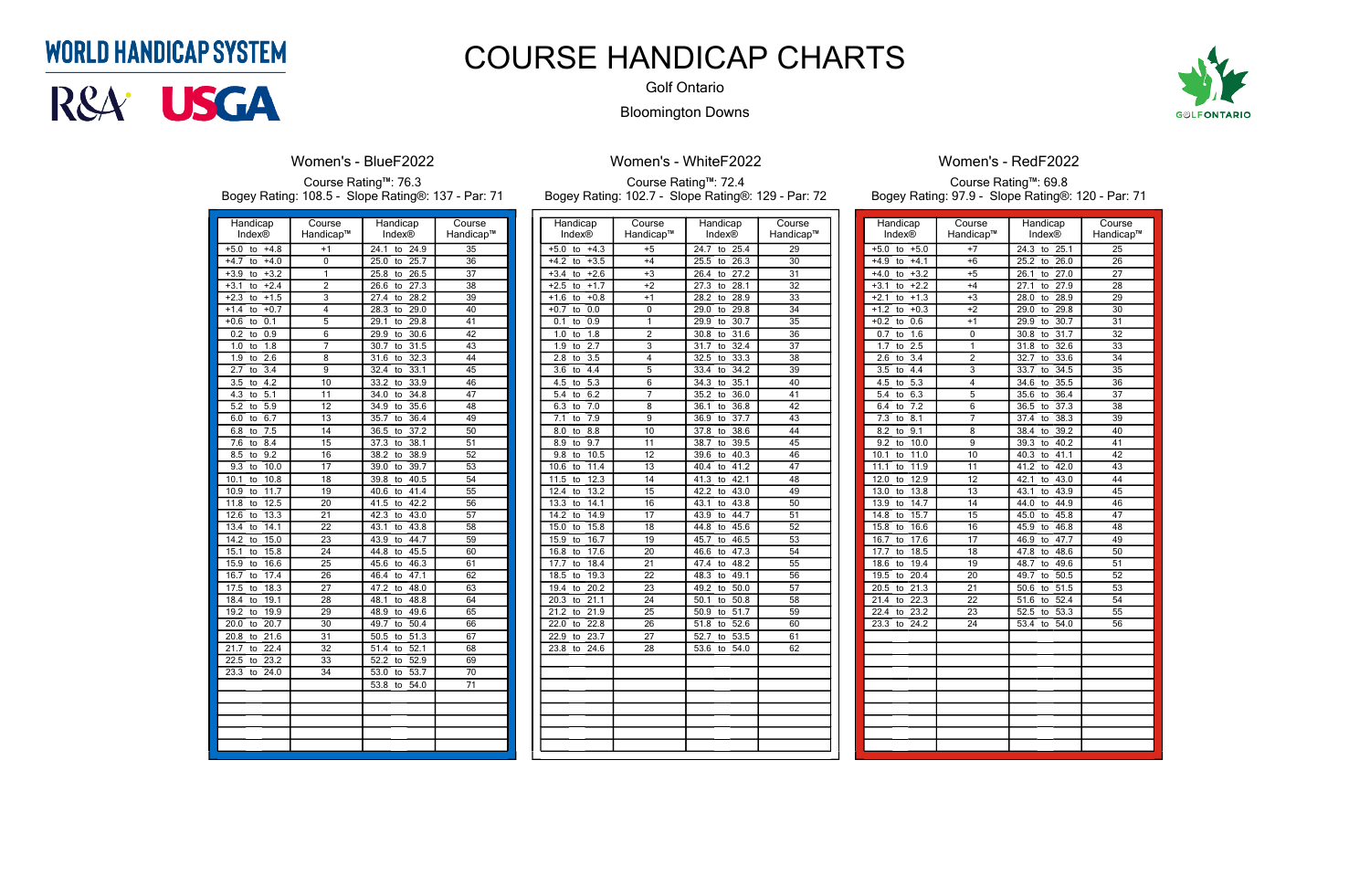WORLD HANDICAP SYSTEM

R&A USGA

# COURSE HANDICAP CHARTS

Golf Ontario

Bloomington Downs

GOLFONTARIO

## Women's - BlueF2022

Course Rating™: 76.3
Bogey Rating: 108.5 - Slope Rating®: 137 - Par: 71

| Handicap Index® | Course Handicap™ | Handicap Index® | Course Handicap™ |
|---|---|---|---|
| +5.0 to +4.8 | +1 | 24.1 to 24.9 | 35 |
| +4.7 to +4.0 | 0 | 25.0 to 25.7 | 36 |
| +3.9 to +3.2 | 1 | 25.8 to 26.5 | 37 |
| +3.1 to +2.4 | 2 | 26.6 to 27.3 | 38 |
| +2.3 to +1.5 | 3 | 27.4 to 28.2 | 39 |
| +1.4 to +0.7 | 4 | 28.3 to 29.0 | 40 |
| +0.6 to 0.1 | 5 | 29.1 to 29.8 | 41 |
| 0.2 to 0.9 | 6 | 29.9 to 30.6 | 42 |
| 1.0 to 1.8 | 7 | 30.7 to 31.5 | 43 |
| 1.9 to 2.6 | 8 | 31.6 to 32.3 | 44 |
| 2.7 to 3.4 | 9 | 32.4 to 33.1 | 45 |
| 3.5 to 4.2 | 10 | 33.2 to 33.9 | 46 |
| 4.3 to 5.1 | 11 | 34.0 to 34.8 | 47 |
| 5.2 to 5.9 | 12 | 34.9 to 35.6 | 48 |
| 6.0 to 6.7 | 13 | 35.7 to 36.4 | 49 |
| 6.8 to 7.5 | 14 | 36.5 to 37.2 | 50 |
| 7.6 to 8.4 | 15 | 37.3 to 38.1 | 51 |
| 8.5 to 9.2 | 16 | 38.2 to 38.9 | 52 |
| 9.3 to 10.0 | 17 | 39.0 to 39.7 | 53 |
| 10.1 to 10.8 | 18 | 39.8 to 40.5 | 54 |
| 10.9 to 11.7 | 19 | 40.6 to 41.4 | 55 |
| 11.8 to 12.5 | 20 | 41.5 to 42.2 | 56 |
| 12.6 to 13.3 | 21 | 42.3 to 43.0 | 57 |
| 13.4 to 14.1 | 22 | 43.1 to 43.8 | 58 |
| 14.2 to 15.0 | 23 | 43.9 to 44.7 | 59 |
| 15.1 to 15.8 | 24 | 44.8 to 45.5 | 60 |
| 15.9 to 16.6 | 25 | 45.6 to 46.3 | 61 |
| 16.7 to 17.4 | 26 | 46.4 to 47.1 | 62 |
| 17.5 to 18.3 | 27 | 47.2 to 48.0 | 63 |
| 18.4 to 19.1 | 28 | 48.1 to 48.8 | 64 |
| 19.2 to 19.9 | 29 | 48.9 to 49.6 | 65 |
| 20.0 to 20.7 | 30 | 49.7 to 50.4 | 66 |
| 20.8 to 21.6 | 31 | 50.5 to 51.3 | 67 |
| 21.7 to 22.4 | 32 | 51.4 to 52.1 | 68 |
| 22.5 to 23.2 | 33 | 52.2 to 52.9 | 69 |
| 23.3 to 24.0 | 34 | 53.0 to 53.7 | 70 |
| | | 53.8 to 54.0 | 71 |

## Women's - WhiteF2022

Course Rating™: 72.4
Bogey Rating: 102.7 - Slope Rating®: 129 - Par: 72

| Handicap Index® | Course Handicap™ | Handicap Index® | Course Handicap™ |
|---|---|---|---|
| +5.0 to +4.3 | +5 | 24.7 to 25.4 | 29 |
| +4.2 to +3.5 | +4 | 25.5 to 26.3 | 30 |
| +3.4 to +2.6 | +3 | 26.4 to 27.2 | 31 |
| +2.5 to +1.7 | +2 | 27.3 to 28.1 | 32 |
| +1.6 to +0.8 | +1 | 28.2 to 28.9 | 33 |
| +0.7 to 0.0 | 0 | 29.0 to 29.8 | 34 |
| 0.1 to 0.9 | 1 | 29.9 to 30.7 | 35 |
| 1.0 to 1.8 | 2 | 30.8 to 31.6 | 36 |
| 1.9 to 2.7 | 3 | 31.7 to 32.4 | 37 |
| 2.8 to 3.5 | 4 | 32.5 to 33.3 | 38 |
| 3.6 to 4.4 | 5 | 33.4 to 34.2 | 39 |
| 4.5 to 5.3 | 6 | 34.3 to 35.1 | 40 |
| 5.4 to 6.2 | 7 | 35.2 to 36.0 | 41 |
| 6.3 to 7.0 | 8 | 36.1 to 36.8 | 42 |
| 7.1 to 7.9 | 9 | 36.9 to 37.7 | 43 |
| 8.0 to 8.8 | 10 | 37.8 to 38.6 | 44 |
| 8.9 to 9.7 | 11 | 38.7 to 39.5 | 45 |
| 9.8 to 10.5 | 12 | 39.6 to 40.3 | 46 |
| 10.6 to 11.4 | 13 | 40.4 to 41.2 | 47 |
| 11.5 to 12.3 | 14 | 41.3 to 42.1 | 48 |
| 12.4 to 13.2 | 15 | 42.2 to 43.0 | 49 |
| 13.3 to 14.1 | 16 | 43.1 to 43.8 | 50 |
| 14.2 to 14.9 | 17 | 43.9 to 44.7 | 51 |
| 15.0 to 15.8 | 18 | 44.8 to 45.6 | 52 |
| 15.9 to 16.7 | 19 | 45.7 to 46.5 | 53 |
| 16.8 to 17.6 | 20 | 46.6 to 47.3 | 54 |
| 17.7 to 18.4 | 21 | 47.4 to 48.2 | 55 |
| 18.5 to 19.3 | 22 | 48.3 to 49.1 | 56 |
| 19.4 to 20.2 | 23 | 49.2 to 50.0 | 57 |
| 20.3 to 21.1 | 24 | 50.1 to 50.8 | 58 |
| 21.2 to 21.9 | 25 | 50.9 to 51.7 | 59 |
| 22.0 to 22.8 | 26 | 51.8 to 52.6 | 60 |
| 22.9 to 23.7 | 27 | 52.7 to 53.5 | 61 |
| 23.8 to 24.6 | 28 | 53.6 to 54.0 | 62 |

## Women's - RedF2022

Course Rating™: 69.8
Bogey Rating: 97.9 - Slope Rating®: 120 - Par: 71

| Handicap Index® | Course Handicap™ | Handicap Index® | Course Handicap™ |
|---|---|---|---|
| +5.0 to +5.0 | +7 | 24.3 to 25.1 | 25 |
| +4.9 to +4.1 | +6 | 25.2 to 26.0 | 26 |
| +4.0 to +3.2 | +5 | 26.1 to 27.0 | 27 |
| +3.1 to +2.2 | +4 | 27.1 to 27.9 | 28 |
| +2.1 to +1.3 | +3 | 28.0 to 28.9 | 29 |
| +1.2 to +0.3 | +2 | 29.0 to 29.8 | 30 |
| +0.2 to 0.6 | +1 | 29.9 to 30.7 | 31 |
| 0.7 to 1.6 | 0 | 30.8 to 31.7 | 32 |
| 1.7 to 2.5 | 1 | 31.8 to 32.6 | 33 |
| 2.6 to 3.4 | 2 | 32.7 to 33.6 | 34 |
| 3.5 to 4.4 | 3 | 33.7 to 34.5 | 35 |
| 4.5 to 5.3 | 4 | 34.6 to 35.5 | 36 |
| 5.4 to 6.3 | 5 | 35.6 to 36.4 | 37 |
| 6.4 to 7.2 | 6 | 36.5 to 37.3 | 38 |
| 7.3 to 8.1 | 7 | 37.4 to 38.3 | 39 |
| 8.2 to 9.1 | 8 | 38.4 to 39.2 | 40 |
| 9.2 to 10.0 | 9 | 39.3 to 40.2 | 41 |
| 10.1 to 11.0 | 10 | 40.3 to 41.1 | 42 |
| 11.1 to 11.9 | 11 | 41.2 to 42.0 | 43 |
| 12.0 to 12.9 | 12 | 42.1 to 43.0 | 44 |
| 13.0 to 13.8 | 13 | 43.1 to 43.9 | 45 |
| 13.9 to 14.7 | 14 | 44.0 to 44.9 | 46 |
| 14.8 to 15.7 | 15 | 45.0 to 45.8 | 47 |
| 15.8 to 16.6 | 16 | 45.9 to 46.8 | 48 |
| 16.7 to 17.6 | 17 | 46.9 to 47.7 | 49 |
| 17.7 to 18.5 | 18 | 47.8 to 48.6 | 50 |
| 18.6 to 19.4 | 19 | 48.7 to 49.6 | 51 |
| 19.5 to 20.4 | 20 | 49.7 to 50.5 | 52 |
| 20.5 to 21.3 | 21 | 50.6 to 51.5 | 53 |
| 21.4 to 22.3 | 22 | 51.6 to 52.4 | 54 |
| 22.4 to 23.2 | 23 | 52.5 to 53.3 | 55 |
| 23.3 to 24.2 | 24 | 53.4 to 54.0 | 56 |